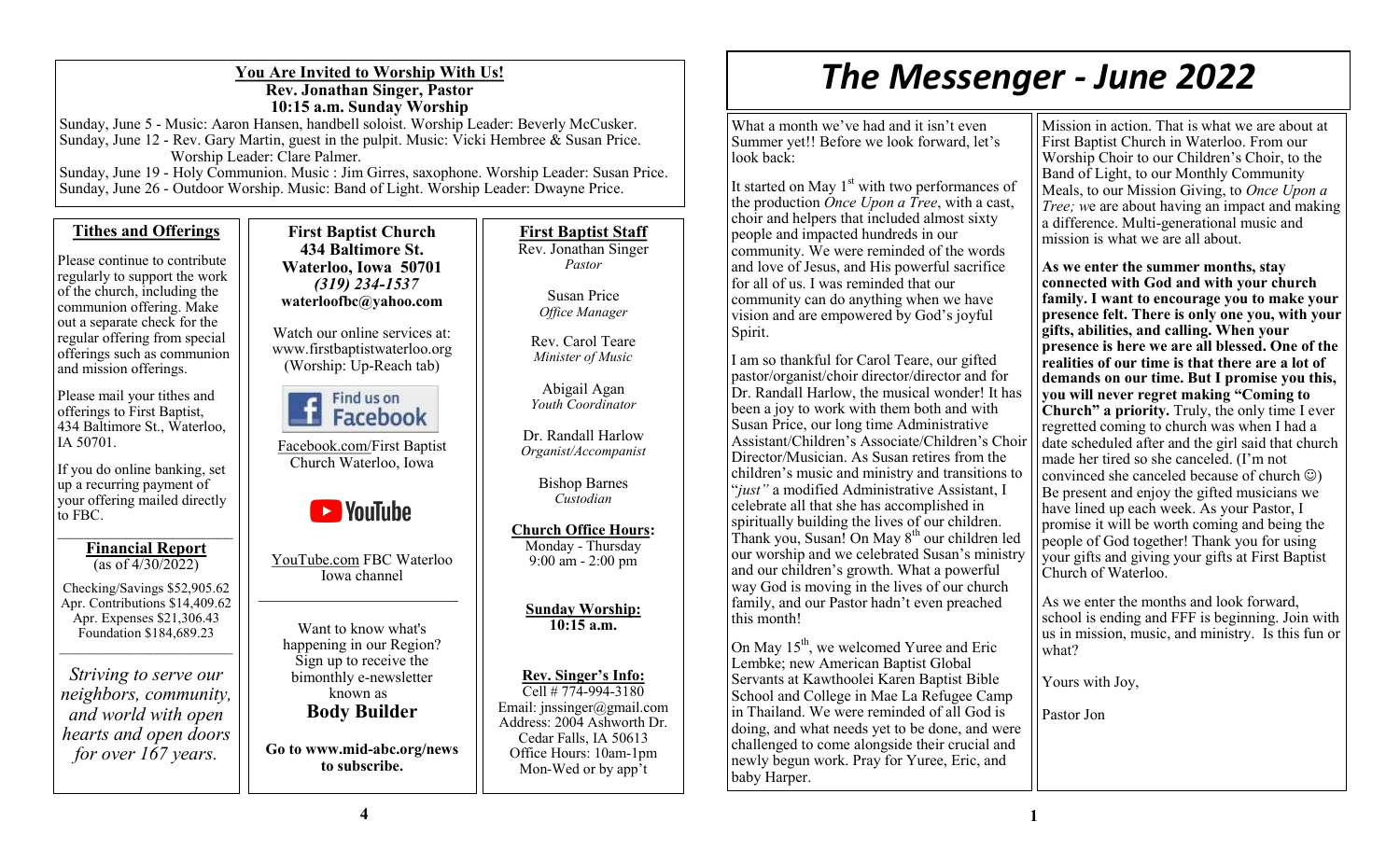# The Messenger - June 2022

What a month we've had and it isn't even Summer yet!! Before we look forward, let's look back:

It started on May 1st with two performances of the production *Once Upon a Tree*, with a cast, choir and helpers that included almost sixty people and impacted hundreds in our community. We were reminded of the words and love of Jesus, and His powerful sacrifice for all of us. I was reminded that our community can do anything when we have vision and are empowered by God's joyful Spirit.

I am so thankful for Carol Teare, our gifted pastor/organist/choir director/director and for Dr. Randall Harlow, the musical wonder! It has been a joy to work with them both and with Susan Price, our long time Administrative Assistant/Children's Associate/Children's Choir Director/Musician. As Susan retires from the children's music and ministry and transitions to "*just"* a modified Administrative Assistant, I celebrate all that she has accomplished in spiritually building the lives of our children. Thank you, Susan! On May 8th our children led our worship and we celebrated Susan's ministry and our children's growth. What a powerful way God is moving in the lives of our church family, and our Pastor hadn't even preached this month!

On May 15th, we welcomed Yuree and Eric Lembke; new American Baptist Global Servants at Kawthoolei Karen Baptist Bible School and College in Mae La Refugee Camp in Thailand. We were reminded of all God is doing, and what needs yet to be done, and were challenged to come alongside their crucial and newly begun work. Pray for Yuree, Eric, and baby Harper.

Mission in action. That is what we are about at First Baptist Church in Waterloo. From our Worship Choir to our Children's Choir, to the Band of Light, to our Monthly Community Meals, to our Mission Giving, to *Once Upon a Tree;* we are about having an impact and making a difference. Multi-generational music and mission is what we are all about.

**As we enter the summer months, stay connected with God and with your church family. I want to encourage you to make your presence felt. There is only one you, with your gifts, abilities, and calling. When your presence is here we are all blessed. One of the realities of our time is that there are a lot of demands on our time. But I promise you this, you will never regret making "Coming to Church" a priority.** Truly, the only time I ever regretted coming to church was when I had a date scheduled after and the girl said that church made her tired so she canceled. (I'm not convinced she canceled because of church ☺) Be present and enjoy the gifted musicians we have lined up each week. As your Pastor, I promise it will be worth coming and being the people of God together! Thank you for using your gifts and giving your gifts at First Baptist Church of Waterloo.

As we enter the months and look forward, school is ending and FFF is beginning. Join with us in mission, music, and ministry. Is this fun or what?

Yours with Joy,

Pastor Jon

---

**You Are Invited to Worship With Us!**
**Rev. Jonathan Singer, Pastor**
**10:15 a.m. Sunday Worship**

Sunday, June 5 - Music: Aaron Hansen, handbell soloist. Worship Leader: Beverly McCusker.
Sunday, June 12 - Rev. Gary Martin, guest in the pulpit. Music: Vicki Hembree & Susan Price. Worship Leader: Clare Palmer.
Sunday, June 19 - Holy Communion. Music : Jim Girres, saxophone. Worship Leader: Susan Price.
Sunday, June 26 - Outdoor Worship. Music: Band of Light. Worship Leader: Dwayne Price.

## Tithes and Offerings

Please continue to contribute regularly to support the work of the church, including the communion offering. Make out a separate check for the regular offering from special offerings such as communion and mission offerings.

Please mail your tithes and offerings to First Baptist, 434 Baltimore St., Waterloo, IA 50701.

If you do online banking, set up a recurring payment of your offering mailed directly to FBC.

## Financial Report
(as of 4/30/2022)

Checking/Savings $52,905.62
Apr. Contributions $14,409.62
Apr. Expenses $21,306.43
Foundation $184,689.23

*Striving to serve our neighbors, community, and world with open hearts and open doors for over 167 years.*

**First Baptist Church**
**434 Baltimore St.**
**Waterloo, Iowa 50701**
***(319) 234-1537***
**waterloofbc@yahoo.com**

Watch our online services at: www.firstbaptistwaterloo.org (Worship: Up-Reach tab)

Find us on Facebook

Facebook.com/First Baptist Church Waterloo, Iowa

YouTube

YouTube.com FBC Waterloo Iowa channel

Want to know what's happening in our Region? Sign up to receive the bimonthly e-newsletter known as
**Body Builder**

**Go to www.mid-abc.org/news to subscribe.**

## First Baptist Staff

Rev. Jonathan Singer
*Pastor*

Susan Price
*Office Manager*

Rev. Carol Teare
*Minister of Music*

Abigail Agan
*Youth Coordinator*

Dr. Randall Harlow
*Organist/Accompanist*

Bishop Barnes
*Custodian*

**Church Office Hours:**
Monday - Thursday
9:00 am - 2:00 pm

**Sunday Worship:**
**10:15 a.m.**

**Rev. Singer's Info:**
Cell # 774-994-3180
Email: jnssinger@gmail.com
Address: 2004 Ashworth Dr. Cedar Falls, IA 50613
Office Hours: 10am-1pm Mon-Wed or by app't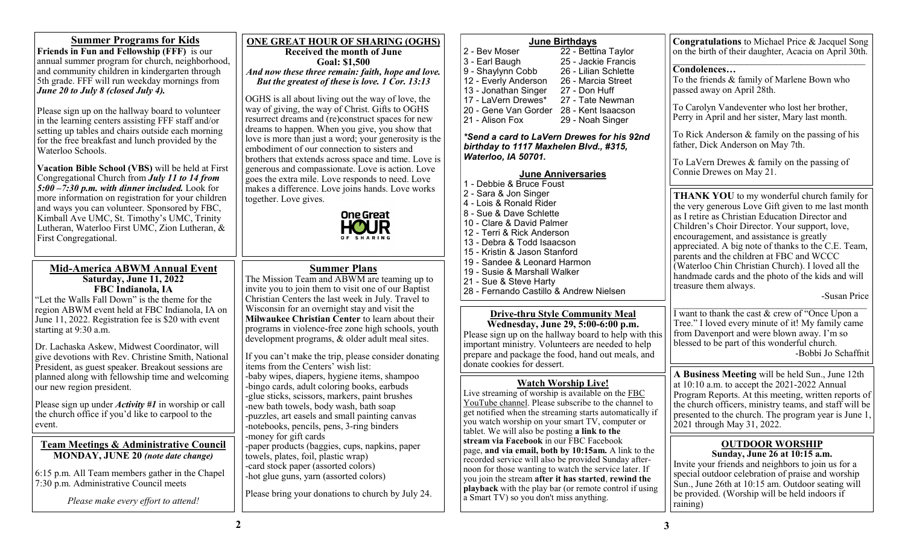## Summer Programs for Kids

**Friends in Fun and Fellowship (FFF)** is our annual summer program for church, neighborhood, and community children in kindergarten through 5th grade. FFF will run weekday mornings from ***June 20 to July 8 (closed July 4).***

Please sign up on the hallway board to volunteer in the learning centers assisting FFF staff and/or setting up tables and chairs outside each morning for the free breakfast and lunch provided by the Waterloo Schools.

**Vacation Bible School (VBS)** will be held at First Congregational Church from ***July 11 to 14 from 5:00 –7:30 p.m. with dinner included.*** Look for more information on registration for your children and ways you can volunteer. Sponsored by FBC, Kimball Ave UMC, St. Timothy's UMC, Trinity Lutheran, Waterloo First UMC, Zion Lutheran, & First Congregational.

## Mid-America ABWM Annual Event

**Saturday, June 11, 2022**
**FBC Indianola, IA**

"Let the Walls Fall Down" is the theme for the region ABWM event held at FBC Indianola, IA on June 11, 2022. Registration fee is $20 with event starting at 9:30 a.m.

Dr. Lachaska Askew, Midwest Coordinator, will give devotions with Rev. Christine Smith, National President, as guest speaker. Breakout sessions are planned along with fellowship time and welcoming our new region president.

Please sign up under ***Activity #1*** in worship or call the church office if you'd like to carpool to the event.

## Team Meetings & Administrative Council

**MONDAY, JUNE 20** ***(note date change)***

6:15 p.m. All Team members gather in the Chapel
7:30 p.m. Administrative Council meets

*Please make every effort to attend!*

## ONE GREAT HOUR OF SHARING (OGHS)

**Received the month of June**
**Goal: $1,500**

***And now these three remain: faith, hope and love. But the greatest of these is love. 1 Cor. 13:13***

OGHS is all about living out the way of love, the way of giving, the way of Christ. Gifts to OGHS resurrect dreams and (re)construct spaces for new dreams to happen. When you give, you show that love is more than just a word; your generosity is the embodiment of our connection to sisters and brothers that extends across space and time. Love is generous and compassionate. Love is action. Love goes the extra mile. Love responds to need. Love makes a difference. Love joins hands. Love works together. Love gives.

One Great HOUR OF SHARING

## Summer Plans

The Mission Team and ABWM are teaming up to invite you to join them to visit one of our Baptist Christian Centers the last week in July. Travel to Wisconsin for an overnight stay and visit the **Milwaukee Christian Center** to learn about their programs in violence-free zone high schools, youth development programs, & older adult meal sites.

If you can't make the trip, please consider donating items from the Centers' wish list:

- -baby wipes, diapers, hygiene items, shampoo
- -bingo cards, adult coloring books, earbuds
- -glue sticks, scissors, markers, paint brushes
- -new bath towels, body wash, bath soap
- -puzzles, art easels and small painting canvas
- -notebooks, pencils, pens, 3-ring binders
- -money for gift cards
- -paper products (baggies, cups, napkins, paper towels, plates, foil, plastic wrap)
- -card stock paper (assorted colors)
- -hot glue guns, yarn (assorted colors)

Please bring your donations to church by July 24.

## June Birthdays

2 - Bev Moser
3 - Earl Baugh
9 - Shaylynn Cobb
12 - Everly Anderson
13 - Jonathan Singer
17 - LaVern Drewes*
20 - Gene Van Gorder
21 - Alison Fox
22 - Bettina Taylor
25 - Jackie Francis
26 - Lilian Schlette
26 - Marcia Street
27 - Don Huff
27 - Tate Newman
28 - Kent Isaacson
29 - Noah Singer

***\*Send a card to LaVern Drewes for his 92nd birthday to 1117 Maxhelen Blvd., #315, Waterloo, IA 50701.***

## June Anniversaries

1 - Debbie & Bruce Foust
2 - Sara & Jon Singer
4 - Lois & Ronald Rider
8 - Sue & Dave Schlette
10 - Clare & David Palmer
12 - Terri & Rick Anderson
13 - Debra & Todd Isaacson
15 - Kristin & Jason Stanford
19 - Sandee & Leonard Harmon
19 - Susie & Marshall Walker
21 - Sue & Steve Harty
28 - Fernando Castillo & Andrew Nielsen

## Drive-thru Style Community Meal

**Wednesday, June 29, 5:00-6:00 p.m.**

Please sign up on the hallway board to help with this important ministry. Volunteers are needed to help prepare and package the food, hand out meals, and donate cookies for dessert.

## Watch Worship Live!

Live streaming of worship is available on the FBC YouTube channel. Please subscribe to the channel to get notified when the streaming starts automatically if you watch worship on your smart TV, computer or tablet. We will also be posting **a link to the stream via Facebook** in our FBC Facebook page, **and via email, both by 10:15am.** A link to the recorded service will also be provided Sunday afternoon for those wanting to watch the service later. If you join the stream **after it has started**, **rewind the playback** with the play bar (or remote control if using a Smart TV) so you don't miss anything.

**Congratulations** to Michael Price & Jacquel Song on the birth of their daughter, Acacia on April 30th.

**Condolences…**

To the friends & family of Marlene Bown who passed away on April 28th.

To Carolyn Vandeventer who lost her brother, Perry in April and her sister, Mary last month.

To Rick Anderson & family on the passing of his father, Dick Anderson on May 7th.

To LaVern Drewes & family on the passing of Connie Drewes on May 21.

**THANK YOU** to my wonderful church family for the very generous Love Gift given to me last month as I retire as Christian Education Director and Children's Choir Director. Your support, love, encouragement, and assistance is greatly appreciated. A big note of thanks to the C.E. Team, parents and the children at FBC and WCCC (Waterloo Chin Christian Church). I loved all the handmade cards and the photo of the kids and will treasure them always.

-Susan Price

I want to thank the cast & crew of "Once Upon a Tree." I loved every minute of it! My family came from Davenport and were blown away. I'm so blessed to be part of this wonderful church.

-Bobbi Jo Schaffnit

**A Business Meeting** will be held Sun., June 12th at 10:10 a.m. to accept the 2021-2022 Annual Program Reports. At this meeting, written reports of the church officers, ministry teams, and staff will be presented to the church. The program year is June 1, 2021 through May 31, 2022.

## OUTDOOR WORSHIP

**Sunday, June 26 at 10:15 a.m.**

Invite your friends and neighbors to join us for a special outdoor celebration of praise and worship Sun., June 26th at 10:15 am. Outdoor seating will be provided. (Worship will be held indoors if raining)